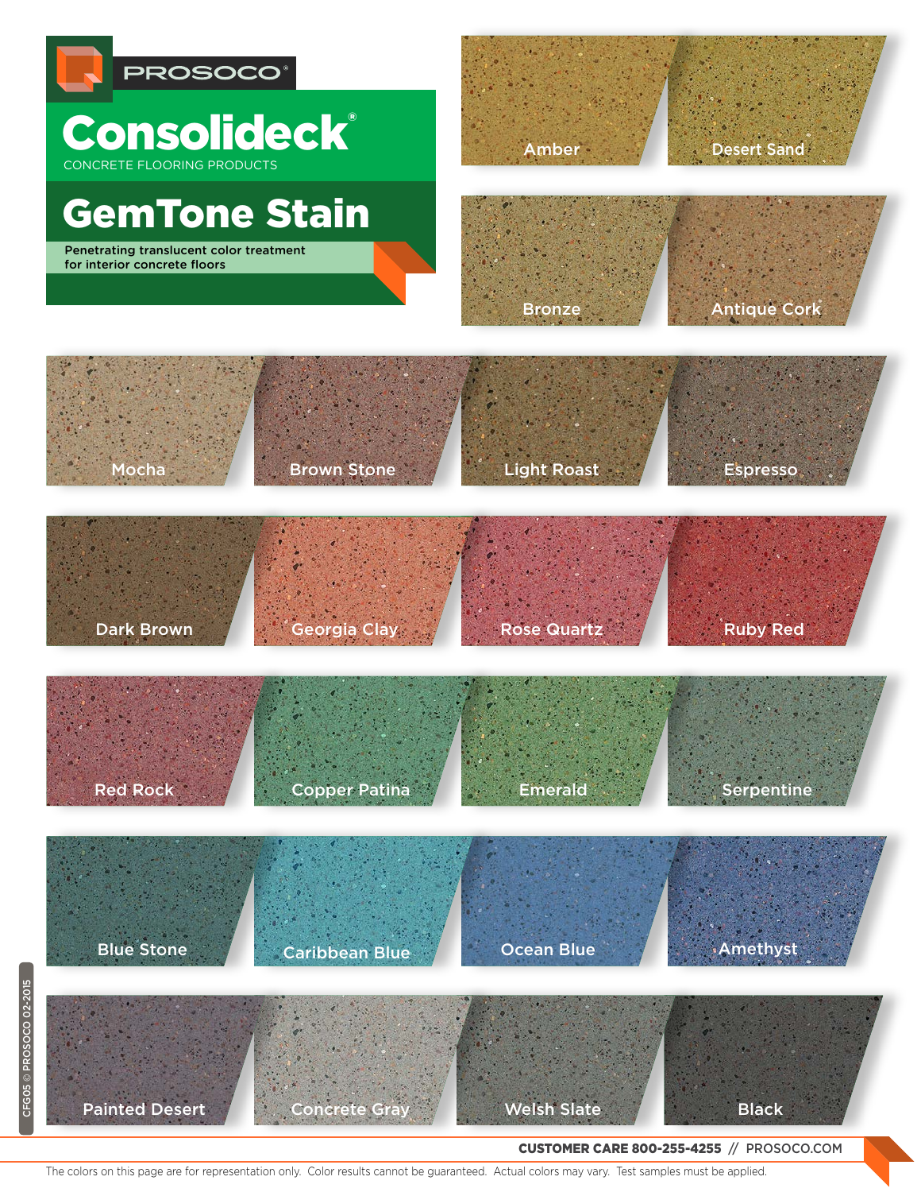PROSOCO®

# Consolideck®

CONCRETE FLOORING PRODUCTS

## GemTone Stain

Penetrating translucent color treatment for interior concrete floors

Amber

Desert Sand

Bronze

Antique Cork

Mocha

Brown Stone

Light Roast

Espresso

Dark Brown

Georgia Clay

Rose Quartz

Ruby Red

Red Rock

Copper Patina

Emerald

Serpentine

Blue Stone

Caribbean Blue

Ocean Blue

Amethyst

Painted Desert

Concrete Gray

Welsh Slate

Black

CFG05 © PROSOCO 02-2015

**CUSTOMER CARE 800-255-4255** // PROSOCO.COM

The colors on this page are for representation only. Color results cannot be guaranteed. Actual colors may vary. Test samples must be applied.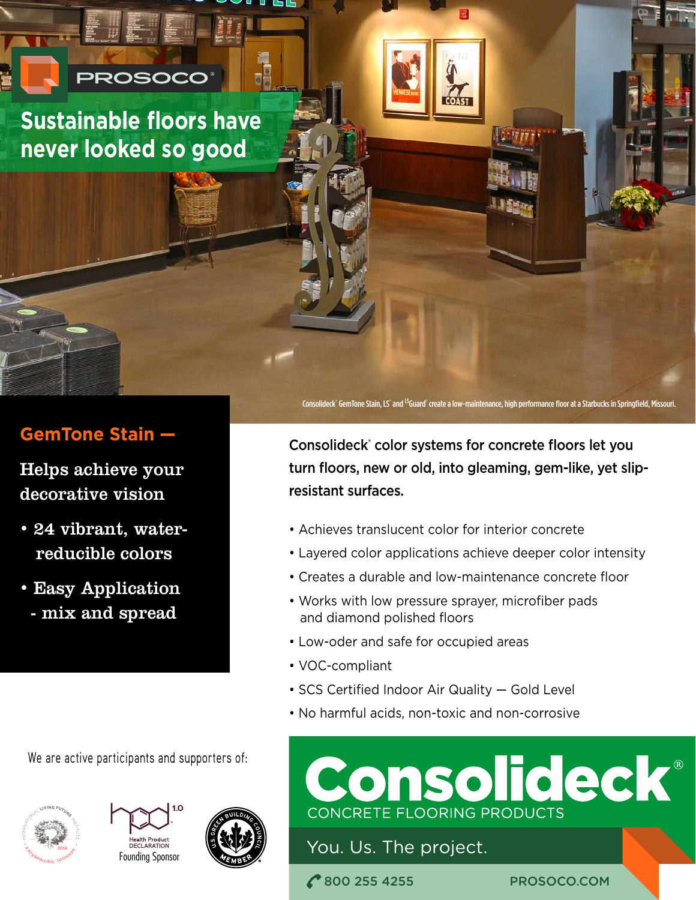PROSOCO®

# Sustainable floors have never looked so good

Consolideck® GemTone Stain, LS® and LSGuard® create a low-maintenance, high performance floor at a Starbucks in Springfield, Missouri.

## GemTone Stain —

**Helps achieve your decorative vision**

- **24 vibrant, water-reducible colors**
- **Easy Application - mix and spread**

**Consolideck® color systems for concrete floors let you turn floors, new or old, into gleaming, gem-like, yet slip-resistant surfaces.**

- Achieves translucent color for interior concrete
- Layered color applications achieve deeper color intensity
- Creates a durable and low-maintenance concrete floor
- Works with low pressure sprayer, microfiber pads and diamond polished floors
- Low-oder and safe for occupied areas
- VOC-compliant
- SCS Certified Indoor Air Quality — Gold Level
- No harmful acids, non-toxic and non-corrosive

We are active participants and supporters of:

International Living Future Institute – 2014 Enterprising Sponsor

Health Product Declaration 1.0 – Founding Sponsor

U.S. Green Building Council – Member

**Consolideck®**

CONCRETE FLOORING PRODUCTS

You. Us. The project.

800 255 4255

PROSOCO.COM